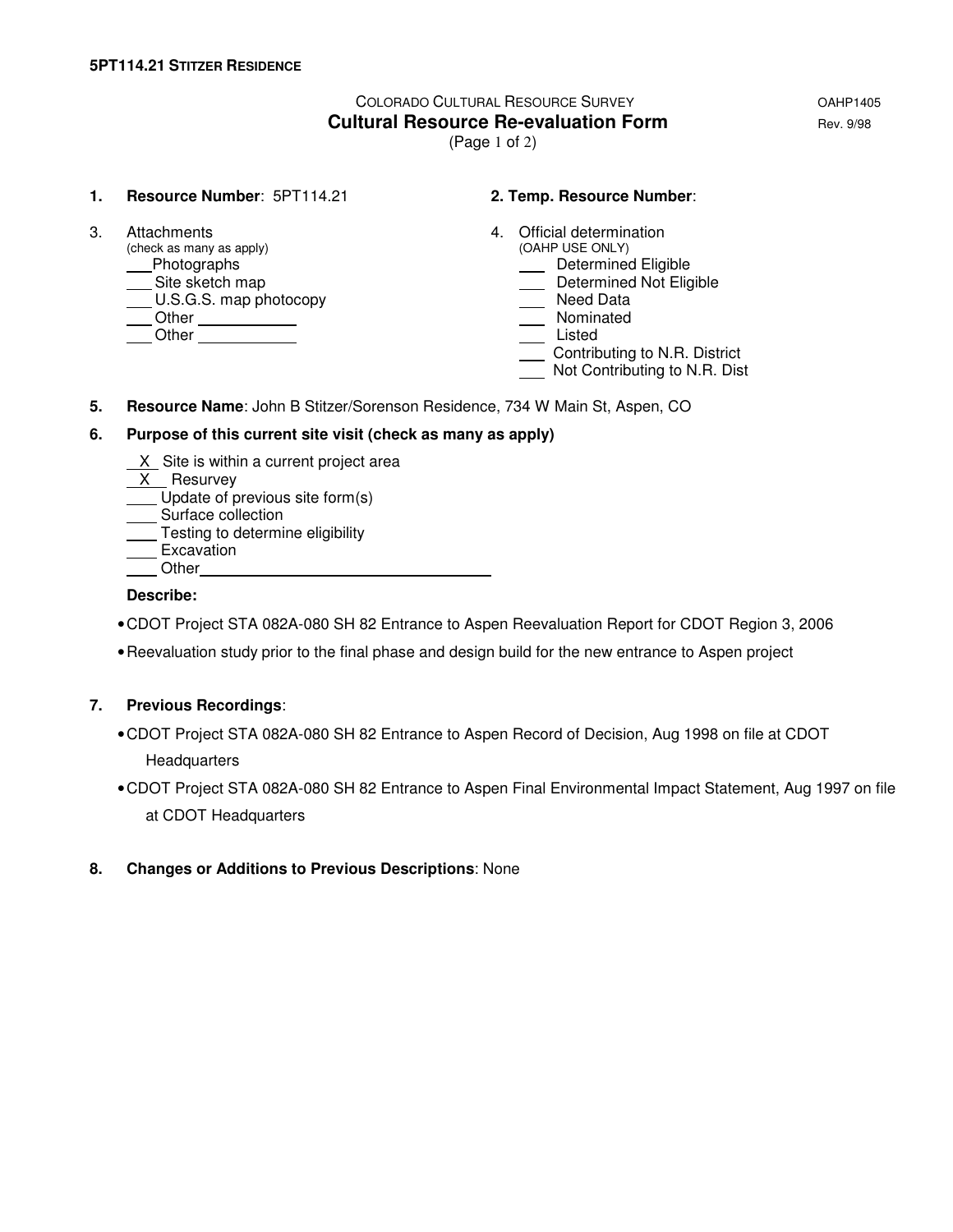**5PT114.21 STITZER RESIDENCE**

COLORADO CULTURAL RESOURCE SURVEY

OAHP1405

**Cultural Resource Re-evaluation Form**

Rev. 9/98

(Page 1 of 2)

**1. Resource Number**: 5PT114.21

**2. Temp. Resource Number**:

3. Attachments
(check as many as apply)
- ___ Photographs
- ___ Site sketch map
- ___ U.S.G.S. map photocopy
- ___ Other ___________
- ___ Other ___________

4. Official determination
(OAHP USE ONLY)
- ___ Determined Eligible
- ___ Determined Not Eligible
- ___ Need Data
- ___ Nominated
- ___ Listed
- ___ Contributing to N.R. District
- ___ Not Contributing to N.R. Dist

**5. Resource Name**: John B Stitzer/Sorenson Residence, 734 W Main St, Aspen, CO

**6. Purpose of this current site visit (check as many as apply)**

- _X_ Site is within a current project area
- _X_ Resurvey
- ___ Update of previous site form(s)
- ___ Surface collection
- ___ Testing to determine eligibility
- ___ Excavation
- ___ Other___________________________

**Describe:**

- CDOT Project STA 082A-080 SH 82 Entrance to Aspen Reevaluation Report for CDOT Region 3, 2006
- Reevaluation study prior to the final phase and design build for the new entrance to Aspen project

**7. Previous Recordings**:

- CDOT Project STA 082A-080 SH 82 Entrance to Aspen Record of Decision, Aug 1998 on file at CDOT Headquarters
- CDOT Project STA 082A-080 SH 82 Entrance to Aspen Final Environmental Impact Statement, Aug 1997 on file at CDOT Headquarters

**8. Changes or Additions to Previous Descriptions**: None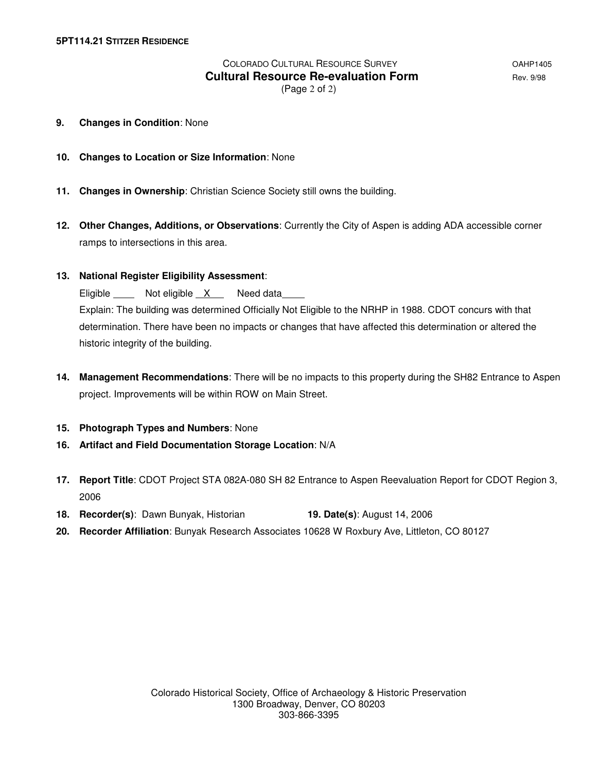**5PT114.21 STITZER RESIDENCE**

COLORADO CULTURAL RESOURCE SURVEY

OAHP1405

**Cultural Resource Re-evaluation Form**

Rev. 9/98

(Page 2 of 2)

**9. Changes in Condition**: None

**10. Changes to Location or Size Information**: None

**11. Changes in Ownership**: Christian Science Society still owns the building.

**12. Other Changes, Additions, or Observations**: Currently the City of Aspen is adding ADA accessible corner ramps to intersections in this area.

**13. National Register Eligibility Assessment**:

Eligible ____ Not eligible __X__ Need data____

Explain: The building was determined Officially Not Eligible to the NRHP in 1988. CDOT concurs with that determination. There have been no impacts or changes that have affected this determination or altered the historic integrity of the building.

**14. Management Recommendations**: There will be no impacts to this property during the SH82 Entrance to Aspen project. Improvements will be within ROW on Main Street.

**15. Photograph Types and Numbers**: None

**16. Artifact and Field Documentation Storage Location**: N/A

**17. Report Title**: CDOT Project STA 082A-080 SH 82 Entrance to Aspen Reevaluation Report for CDOT Region 3, 2006

**18. Recorder(s)**: Dawn Bunyak, Historian **19. Date(s)**: August 14, 2006

**20. Recorder Affiliation**: Bunyak Research Associates 10628 W Roxbury Ave, Littleton, CO 80127

Colorado Historical Society, Office of Archaeology & Historic Preservation
1300 Broadway, Denver, CO 80203
303-866-3395